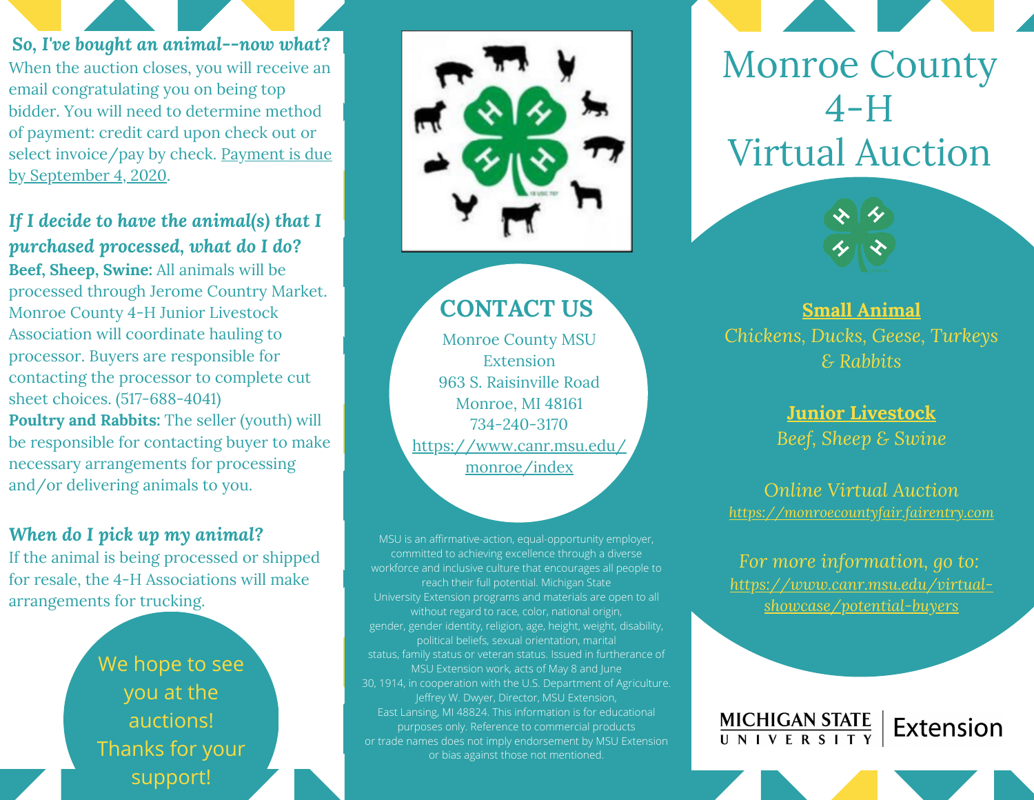### *So, I've bought an animal--now what?*

When the auction closes, you will receive an email congratulating you on being top bidder. You will need to determine method of payment: credit card upon check out or select invoice/pay by check. Payment is due by September 4, 2020.

### *If I decide to have the animal(s) that I purchased processed, what do I do?*

**Beef, Sheep, Swine:** All animals will be processed through Jerome Country Market. Monroe County 4-H Junior Livestock Association will coordinate hauling to processor. Buyers are responsible for contacting the processor to complete cut sheet choices. (517-688-4041)

**Poultry and Rabbits:** The seller (youth) will be responsible for contacting buyer to make necessary arrangements for processing and/or delivering animals to you.

### *When do I pick up my animal?*

If the animal is being processed or shipped for resale, the 4-H Associations will make arrangements for trucking.

We hope to see you at the auctions! Thanks for your support!

## CONTACT US

Monroe County MSU Extension
963 S. Raisinville Road
Monroe, MI 48161
734-240-3170
https://www.canr.msu.edu/monroe/index

MSU is an affirmative-action, equal-opportunity employer, committed to achieving excellence through a diverse workforce and inclusive culture that encourages all people to reach their full potential. Michigan State University Extension programs and materials are open to all without regard to race, color, national origin, gender, gender identity, religion, age, height, weight, disability, political beliefs, sexual orientation, marital status, family status or veteran status. Issued in furtherance of MSU Extension work, acts of May 8 and June 30, 1914, in cooperation with the U.S. Department of Agriculture. Jeffrey W. Dwyer, Director, MSU Extension, East Lansing, MI 48824. This information is for educational purposes only. Reference to commercial products or trade names does not imply endorsement by MSU Extension or bias against those not mentioned.

# Monroe County 4-H Virtual Auction

**Small Animal**
*Chickens, Ducks, Geese, Turkeys & Rabbits*

**Junior Livestock**
*Beef, Sheep & Swine*

*Online Virtual Auction*
*https://monroecountyfair.fairentry.com*

*For more information, go to:*
*https://www.canr.msu.edu/virtual-showcase/potential-buyers*

MICHIGAN STATE UNIVERSITY | Extension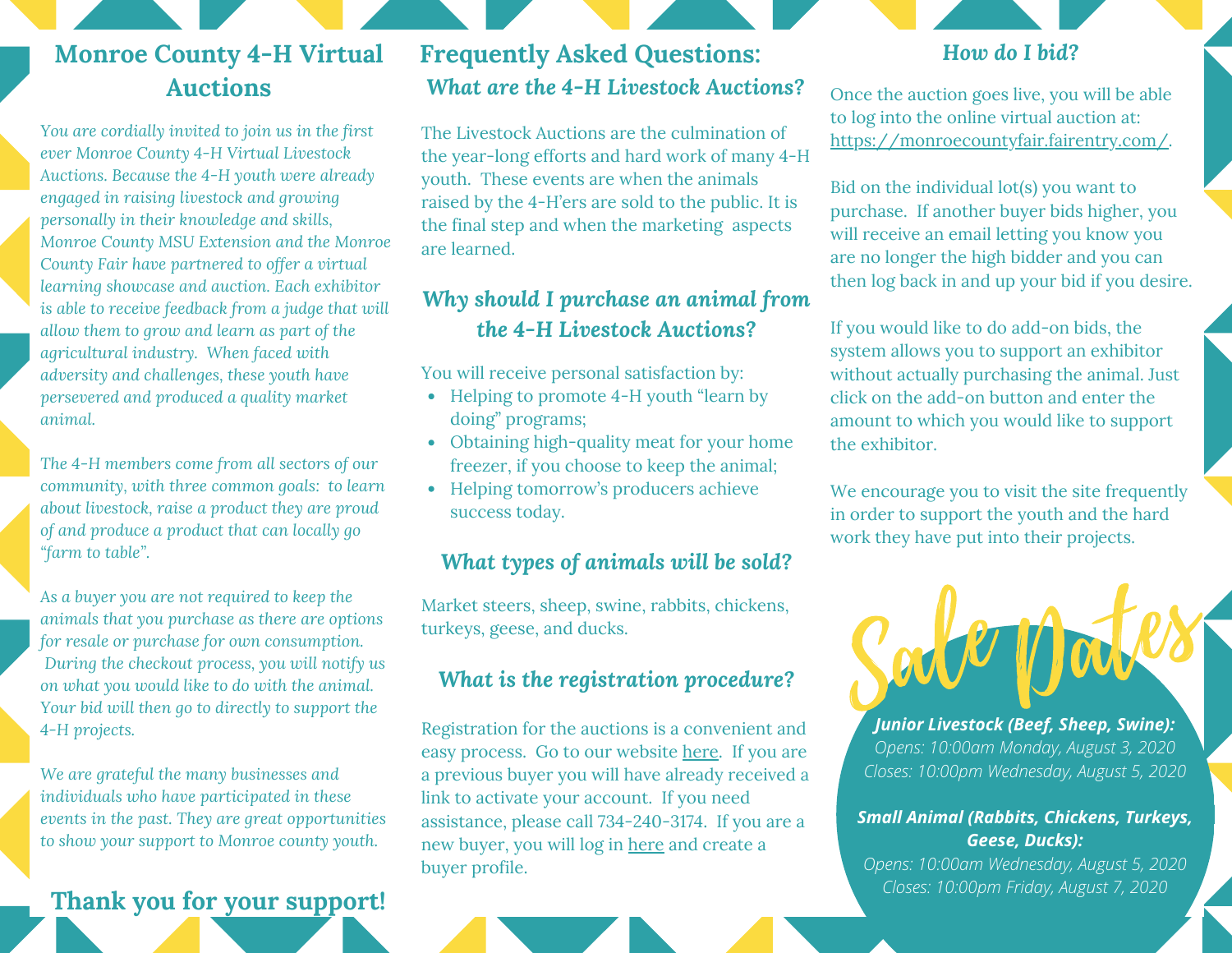## Monroe County 4-H Virtual Auctions

*You are cordially invited to join us in the first ever Monroe County 4-H Virtual Livestock Auctions. Because the 4-H youth were already engaged in raising livestock and growing personally in their knowledge and skills, Monroe County MSU Extension and the Monroe County Fair have partnered to offer a virtual learning showcase and auction. Each exhibitor is able to receive feedback from a judge that will allow them to grow and learn as part of the agricultural industry. When faced with adversity and challenges, these youth have persevered and produced a quality market animal.*

*The 4-H members come from all sectors of our community, with three common goals: to learn about livestock, raise a product they are proud of and produce a product that can locally go "farm to table".*

*As a buyer you are not required to keep the animals that you purchase as there are options for resale or purchase for own consumption. During the checkout process, you will notify us on what you would like to do with the animal. Your bid will then go to directly to support the 4-H projects.*

*We are grateful the many businesses and individuals who have participated in these events in the past. They are great opportunities to show your support to Monroe county youth.*

**Thank you for your support!**

## Frequently Asked Questions:

### *What are the 4-H Livestock Auctions?*

The Livestock Auctions are the culmination of the year-long efforts and hard work of many 4-H youth. These events are when the animals raised by the 4-H'ers are sold to the public. It is the final step and when the marketing aspects are learned.

### *Why should I purchase an animal from the 4-H Livestock Auctions?*

You will receive personal satisfaction by:

- Helping to promote 4-H youth "learn by doing" programs;
- Obtaining high-quality meat for your home freezer, if you choose to keep the animal;
- Helping tomorrow's producers achieve success today.

### *What types of animals will be sold?*

Market steers, sheep, swine, rabbits, chickens, turkeys, geese, and ducks.

### *What is the registration procedure?*

Registration for the auctions is a convenient and easy process. Go to our website here. If you are a previous buyer you will have already received a link to activate your account. If you need assistance, please call 734-240-3174. If you are a new buyer, you will log in here and create a buyer profile.

### *How do I bid?*

Once the auction goes live, you will be able to log into the online virtual auction at: https://monroecountyfair.fairentry.com/.

Bid on the individual lot(s) you want to purchase. If another buyer bids higher, you will receive an email letting you know you are no longer the high bidder and you can then log back in and up your bid if you desire.

If you would like to do add-on bids, the system allows you to support an exhibitor without actually purchasing the animal. Just click on the add-on button and enter the amount to which you would like to support the exhibitor.

We encourage you to visit the site frequently in order to support the youth and the hard work they have put into their projects.

## Sale Dates

***Junior Livestock (Beef, Sheep, Swine):***
*Opens: 10:00am Monday, August 3, 2020*
*Closes: 10:00pm Wednesday, August 5, 2020*

***Small Animal (Rabbits, Chickens, Turkeys, Geese, Ducks):***
*Opens: 10:00am Wednesday, August 5, 2020*
*Closes: 10:00pm Friday, August 7, 2020*